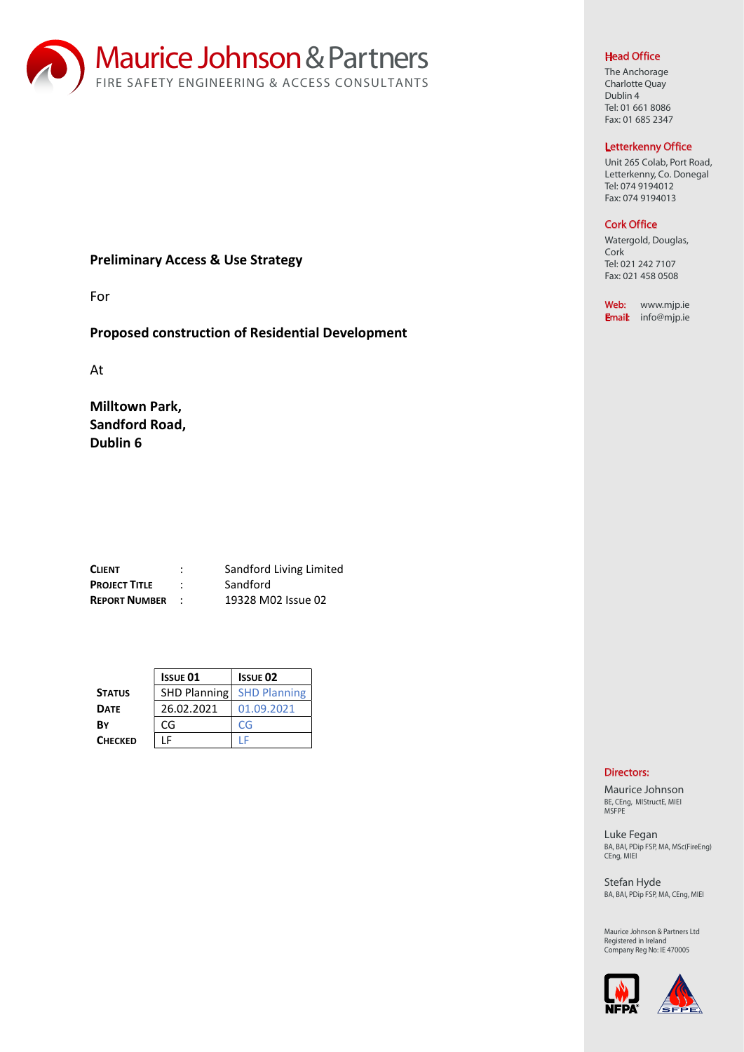Maurice Johnson & Partners
FIRE SAFETY ENGINEERING & ACCESS CONSULTANTS

**Preliminary Access & Use Strategy**

For

**Proposed construction of Residential Development**

At

**Milltown Park,**
**Sandford Road,**
**Dublin 6**

| | | |
|---|---|---|
| **CLIENT** | : | Sandford Living Limited |
| **PROJECT TITLE** | : | Sandford |
| **REPORT NUMBER** | : | 19328 M02 Issue 02 |

| | ISSUE 01 | ISSUE 02 |
|---|---|---|
| **STATUS** | SHD Planning | SHD Planning |
| **DATE** | 26.02.2021 | 01.09.2021 |
| **BY** | CG | CG |
| **CHECKED** | LF | LF |

**Head Office**
The Anchorage
Charlotte Quay
Dublin 4
Tel: 01 661 8086
Fax: 01 685 2347

**Letterkenny Office**
Unit 265 Colab, Port Road,
Letterkenny, Co. Donegal
Tel: 074 9194012
Fax: 074 9194013

**Cork Office**
Watergold, Douglas,
Cork
Tel: 021 242 7107
Fax: 021 458 0508

Web: www.mjp.ie
Email: info@mjp.ie

**Directors:**

Maurice Johnson
BE, CEng, MIStructE, MIEI
MSFPE

Luke Fegan
BA, BAI, PDip FSP, MA, MSc(FireEng)
CEng, MIEI

Stefan Hyde
BA, BAI, PDip FSP, MA, CEng, MIEI

Maurice Johnson & Partners Ltd
Registered in Ireland
Company Reg No: IE 470005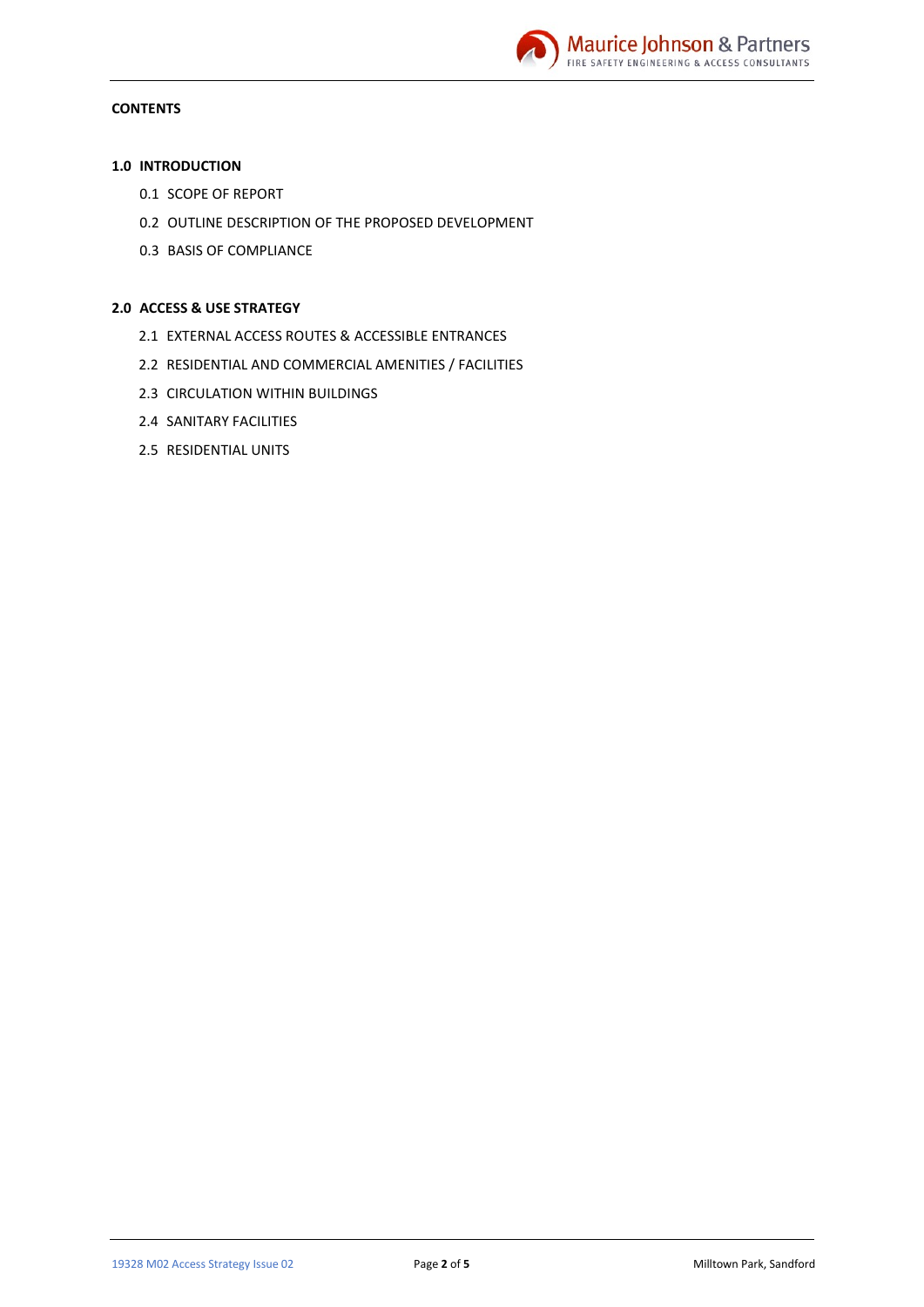**CONTENTS**

**1.0 INTRODUCTION**

0.1 SCOPE OF REPORT

0.2 OUTLINE DESCRIPTION OF THE PROPOSED DEVELOPMENT

0.3 BASIS OF COMPLIANCE

**2.0 ACCESS & USE STRATEGY**

2.1 EXTERNAL ACCESS ROUTES & ACCESSIBLE ENTRANCES

2.2 RESIDENTIAL AND COMMERCIAL AMENITIES / FACILITIES

2.3 CIRCULATION WITHIN BUILDINGS

2.4 SANITARY FACILITIES

2.5 RESIDENTIAL UNITS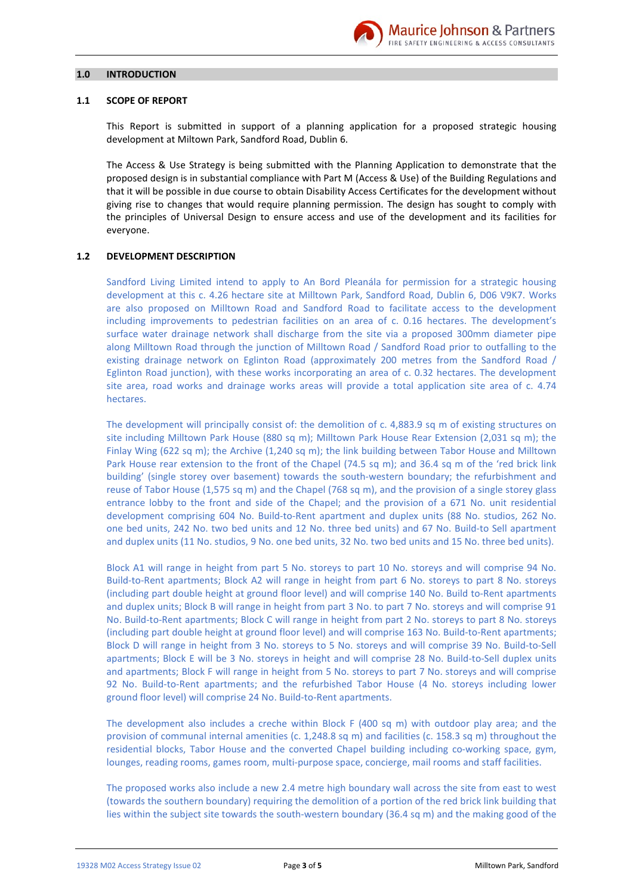## 1.0 INTRODUCTION

### 1.1 SCOPE OF REPORT

This Report is submitted in support of a planning application for a proposed strategic housing development at Miltown Park, Sandford Road, Dublin 6.

The Access & Use Strategy is being submitted with the Planning Application to demonstrate that the proposed design is in substantial compliance with Part M (Access & Use) of the Building Regulations and that it will be possible in due course to obtain Disability Access Certificates for the development without giving rise to changes that would require planning permission. The design has sought to comply with the principles of Universal Design to ensure access and use of the development and its facilities for everyone.

### 1.2 DEVELOPMENT DESCRIPTION

Sandford Living Limited intend to apply to An Bord Pleanála for permission for a strategic housing development at this c. 4.26 hectare site at Milltown Park, Sandford Road, Dublin 6, D06 V9K7. Works are also proposed on Milltown Road and Sandford Road to facilitate access to the development including improvements to pedestrian facilities on an area of c. 0.16 hectares. The development's surface water drainage network shall discharge from the site via a proposed 300mm diameter pipe along Milltown Road through the junction of Milltown Road / Sandford Road prior to outfalling to the existing drainage network on Eglinton Road (approximately 200 metres from the Sandford Road / Eglinton Road junction), with these works incorporating an area of c. 0.32 hectares. The development site area, road works and drainage works areas will provide a total application site area of c. 4.74 hectares.

The development will principally consist of: the demolition of c. 4,883.9 sq m of existing structures on site including Milltown Park House (880 sq m); Milltown Park House Rear Extension (2,031 sq m); the Finlay Wing (622 sq m); the Archive (1,240 sq m); the link building between Tabor House and Milltown Park House rear extension to the front of the Chapel (74.5 sq m); and 36.4 sq m of the 'red brick link building' (single storey over basement) towards the south-western boundary; the refurbishment and reuse of Tabor House (1,575 sq m) and the Chapel (768 sq m), and the provision of a single storey glass entrance lobby to the front and side of the Chapel; and the provision of a 671 No. unit residential development comprising 604 No. Build-to-Rent apartment and duplex units (88 No. studios, 262 No. one bed units, 242 No. two bed units and 12 No. three bed units) and 67 No. Build-to Sell apartment and duplex units (11 No. studios, 9 No. one bed units, 32 No. two bed units and 15 No. three bed units).

Block A1 will range in height from part 5 No. storeys to part 10 No. storeys and will comprise 94 No. Build-to-Rent apartments; Block A2 will range in height from part 6 No. storeys to part 8 No. storeys (including part double height at ground floor level) and will comprise 140 No. Build to-Rent apartments and duplex units; Block B will range in height from part 3 No. to part 7 No. storeys and will comprise 91 No. Build-to-Rent apartments; Block C will range in height from part 2 No. storeys to part 8 No. storeys (including part double height at ground floor level) and will comprise 163 No. Build-to-Rent apartments; Block D will range in height from 3 No. storeys to 5 No. storeys and will comprise 39 No. Build-to-Sell apartments; Block E will be 3 No. storeys in height and will comprise 28 No. Build-to-Sell duplex units and apartments; Block F will range in height from 5 No. storeys to part 7 No. storeys and will comprise 92 No. Build-to-Rent apartments; and the refurbished Tabor House (4 No. storeys including lower ground floor level) will comprise 24 No. Build-to-Rent apartments.

The development also includes a creche within Block F (400 sq m) with outdoor play area; and the provision of communal internal amenities (c. 1,248.8 sq m) and facilities (c. 158.3 sq m) throughout the residential blocks, Tabor House and the converted Chapel building including co-working space, gym, lounges, reading rooms, games room, multi-purpose space, concierge, mail rooms and staff facilities.

The proposed works also include a new 2.4 metre high boundary wall across the site from east to west (towards the southern boundary) requiring the demolition of a portion of the red brick link building that lies within the subject site towards the south-western boundary (36.4 sq m) and the making good of the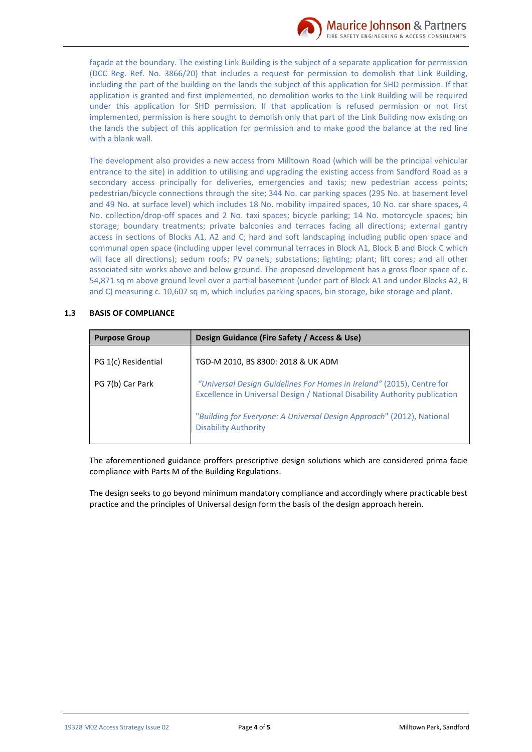façade at the boundary. The existing Link Building is the subject of a separate application for permission (DCC Reg. Ref. No. 3866/20) that includes a request for permission to demolish that Link Building, including the part of the building on the lands the subject of this application for SHD permission. If that application is granted and first implemented, no demolition works to the Link Building will be required under this application for SHD permission. If that application is refused permission or not first implemented, permission is here sought to demolish only that part of the Link Building now existing on the lands the subject of this application for permission and to make good the balance at the red line with a blank wall.

The development also provides a new access from Milltown Road (which will be the principal vehicular entrance to the site) in addition to utilising and upgrading the existing access from Sandford Road as a secondary access principally for deliveries, emergencies and taxis; new pedestrian access points; pedestrian/bicycle connections through the site; 344 No. car parking spaces (295 No. at basement level and 49 No. at surface level) which includes 18 No. mobility impaired spaces, 10 No. car share spaces, 4 No. collection/drop-off spaces and 2 No. taxi spaces; bicycle parking; 14 No. motorcycle spaces; bin storage; boundary treatments; private balconies and terraces facing all directions; external gantry access in sections of Blocks A1, A2 and C; hard and soft landscaping including public open space and communal open space (including upper level communal terraces in Block A1, Block B and Block C which will face all directions); sedum roofs; PV panels; substations; lighting; plant; lift cores; and all other associated site works above and below ground. The proposed development has a gross floor space of c. 54,871 sq m above ground level over a partial basement (under part of Block A1 and under Blocks A2, B and C) measuring c. 10,607 sq m, which includes parking spaces, bin storage, bike storage and plant.

## 1.3 BASIS OF COMPLIANCE

| Purpose Group | Design Guidance (Fire Safety / Access & Use) |
|---|---|
| PG 1(c) Residential | TGD-M 2010, BS 8300: 2018 & UK ADM |
| PG 7(b) Car Park | *"Universal Design Guidelines For Homes in Ireland"* (2015), Centre for Excellence in Universal Design / National Disability Authority publication |
| | "*Building for Everyone: A Universal Design Approach*" (2012), National Disability Authority |

The aforementioned guidance proffers prescriptive design solutions which are considered prima facie compliance with Parts M of the Building Regulations.

The design seeks to go beyond minimum mandatory compliance and accordingly where practicable best practice and the principles of Universal design form the basis of the design approach herein.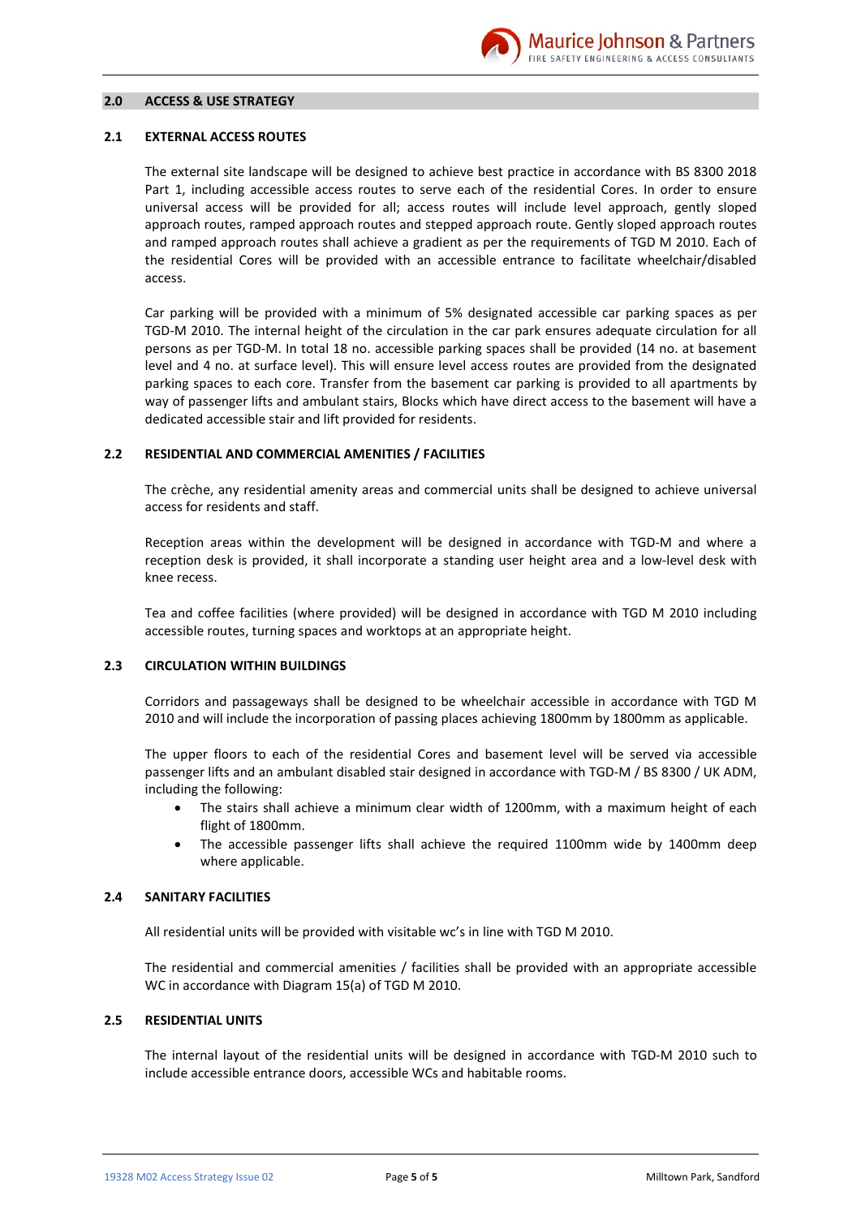## 2.0 ACCESS & USE STRATEGY

### 2.1 EXTERNAL ACCESS ROUTES

The external site landscape will be designed to achieve best practice in accordance with BS 8300 2018 Part 1, including accessible access routes to serve each of the residential Cores. In order to ensure universal access will be provided for all; access routes will include level approach, gently sloped approach routes, ramped approach routes and stepped approach route. Gently sloped approach routes and ramped approach routes shall achieve a gradient as per the requirements of TGD M 2010. Each of the residential Cores will be provided with an accessible entrance to facilitate wheelchair/disabled access.

Car parking will be provided with a minimum of 5% designated accessible car parking spaces as per TGD-M 2010. The internal height of the circulation in the car park ensures adequate circulation for all persons as per TGD-M. In total 18 no. accessible parking spaces shall be provided (14 no. at basement level and 4 no. at surface level). This will ensure level access routes are provided from the designated parking spaces to each core. Transfer from the basement car parking is provided to all apartments by way of passenger lifts and ambulant stairs, Blocks which have direct access to the basement will have a dedicated accessible stair and lift provided for residents.

### 2.2 RESIDENTIAL AND COMMERCIAL AMENITIES / FACILITIES

The crèche, any residential amenity areas and commercial units shall be designed to achieve universal access for residents and staff.

Reception areas within the development will be designed in accordance with TGD-M and where a reception desk is provided, it shall incorporate a standing user height area and a low-level desk with knee recess.

Tea and coffee facilities (where provided) will be designed in accordance with TGD M 2010 including accessible routes, turning spaces and worktops at an appropriate height.

### 2.3 CIRCULATION WITHIN BUILDINGS

Corridors and passageways shall be designed to be wheelchair accessible in accordance with TGD M 2010 and will include the incorporation of passing places achieving 1800mm by 1800mm as applicable.

The upper floors to each of the residential Cores and basement level will be served via accessible passenger lifts and an ambulant disabled stair designed in accordance with TGD-M / BS 8300 / UK ADM, including the following:

- The stairs shall achieve a minimum clear width of 1200mm, with a maximum height of each flight of 1800mm.
- The accessible passenger lifts shall achieve the required 1100mm wide by 1400mm deep where applicable.

### 2.4 SANITARY FACILITIES

All residential units will be provided with visitable wc's in line with TGD M 2010.

The residential and commercial amenities / facilities shall be provided with an appropriate accessible WC in accordance with Diagram 15(a) of TGD M 2010.

### 2.5 RESIDENTIAL UNITS

The internal layout of the residential units will be designed in accordance with TGD-M 2010 such to include accessible entrance doors, accessible WCs and habitable rooms.